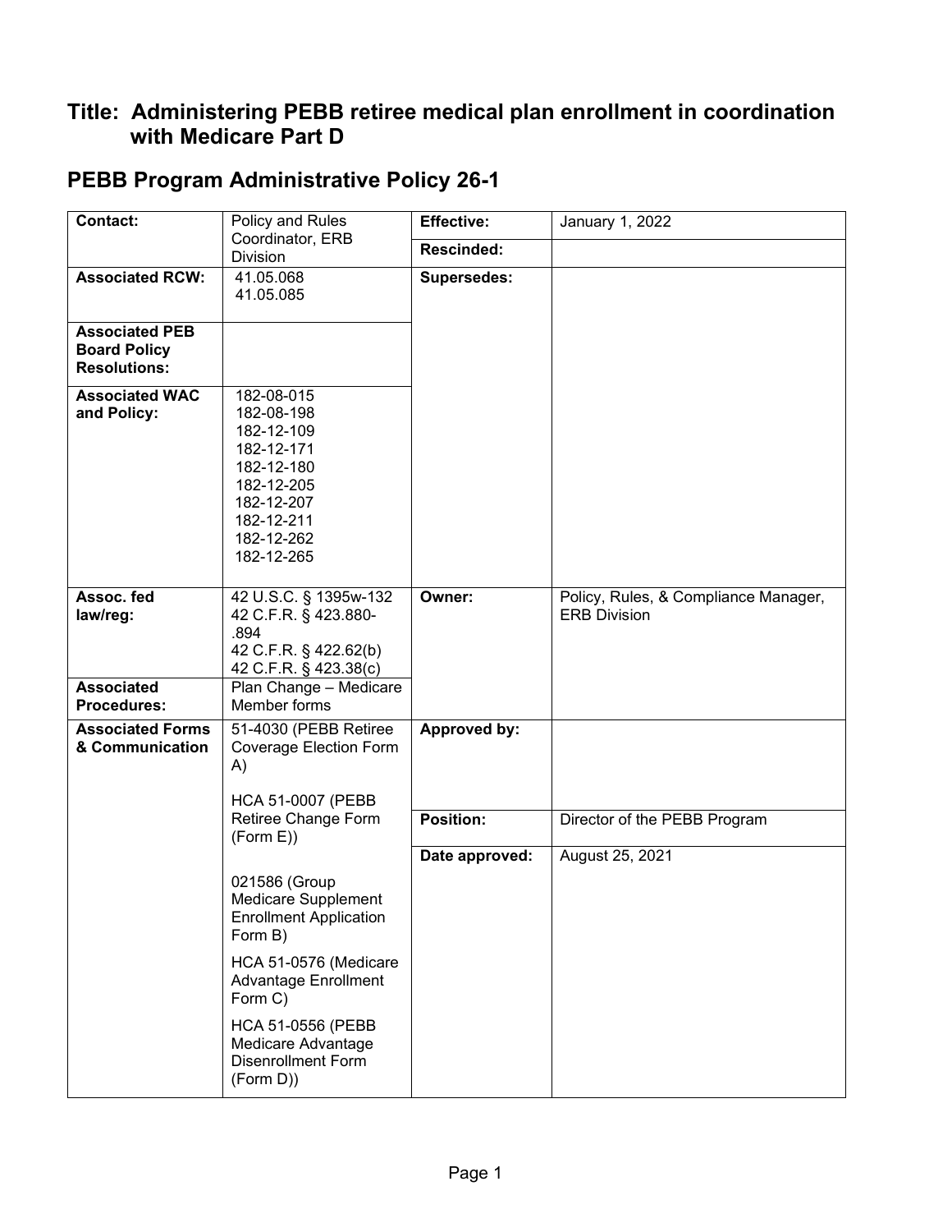## Title: Administering PEBB retiree medical plan enrollment in coordination with Medicare Part D

## PEBB Program Administrative Policy 26-1

| Contact: | Policy and Rules Coordinator, ERB Division | Effective: | January 1, 2022 |
|---|---|---|---|
| | | Rescinded: | |
| Associated RCW: | 41.05.068<br>41.05.085 | Supersedes: | |
| Associated PEB Board Policy Resolutions: | | | |
| Associated WAC and Policy: | 182-08-015<br>182-08-198<br>182-12-109<br>182-12-171<br>182-12-180<br>182-12-205<br>182-12-207<br>182-12-211<br>182-12-262<br>182-12-265 | | |
| Assoc. fed law/reg: | 42 U.S.C. § 1395w-132<br>42 C.F.R. § 423.880-.894<br>42 C.F.R. § 422.62(b)<br>42 C.F.R. § 423.38(c) | Owner: | Policy, Rules, & Compliance Manager, ERB Division |
| Associated Procedures: | Plan Change – Medicare Member forms | | |
| Associated Forms & Communication | 51-4030 (PEBB Retiree Coverage Election Form A)<br><br>HCA 51-0007 (PEBB Retiree Change Form (Form E))<br><br>021586 (Group Medicare Supplement Enrollment Application Form B)<br><br>HCA 51-0576 (Medicare Advantage Enrollment Form C)<br><br>HCA 51-0556 (PEBB Medicare Advantage Disenrollment Form (Form D)) | Approved by: | |
| | | Position: | Director of the PEBB Program |
| | | Date approved: | August 25, 2021 |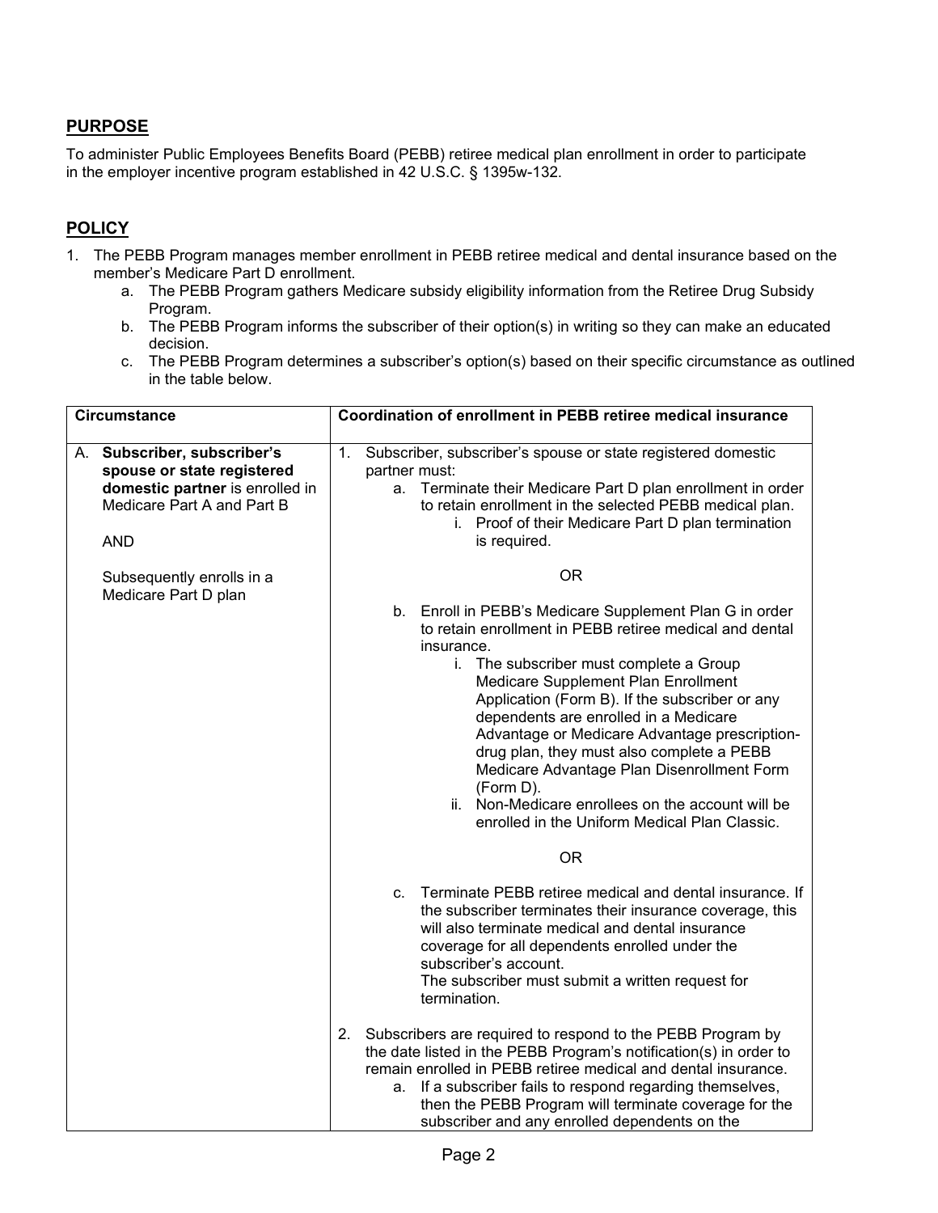## PURPOSE

To administer Public Employees Benefits Board (PEBB) retiree medical plan enrollment in order to participate in the employer incentive program established in 42 U.S.C. § 1395w-132.

## POLICY

1. The PEBB Program manages member enrollment in PEBB retiree medical and dental insurance based on the member's Medicare Part D enrollment.
   a. The PEBB Program gathers Medicare subsidy eligibility information from the Retiree Drug Subsidy Program.
   b. The PEBB Program informs the subscriber of their option(s) in writing so they can make an educated decision.
   c. The PEBB Program determines a subscriber's option(s) based on their specific circumstance as outlined in the table below.

| Circumstance | Coordination of enrollment in PEBB retiree medical insurance |
|---|---|
| A. **Subscriber, subscriber's spouse or state registered domestic partner** is enrolled in Medicare Part A and Part B<br><br>AND<br><br>Subsequently enrolls in a Medicare Part D plan | 1. Subscriber, subscriber's spouse or state registered domestic partner must:<br>a. Terminate their Medicare Part D plan enrollment in order to retain enrollment in the selected PEBB medical plan.<br>i. Proof of their Medicare Part D plan termination is required.<br><br>OR<br><br>b. Enroll in PEBB's Medicare Supplement Plan G in order to retain enrollment in PEBB retiree medical and dental insurance.<br>i. The subscriber must complete a Group Medicare Supplement Plan Enrollment Application (Form B). If the subscriber or any dependents are enrolled in a Medicare Advantage or Medicare Advantage prescription-drug plan, they must also complete a PEBB Medicare Advantage Plan Disenrollment Form (Form D).<br>ii. Non-Medicare enrollees on the account will be enrolled in the Uniform Medical Plan Classic.<br><br>OR<br><br>c. Terminate PEBB retiree medical and dental insurance. If the subscriber terminates their insurance coverage, this will also terminate medical and dental insurance coverage for all dependents enrolled under the subscriber's account.<br>The subscriber must submit a written request for termination.<br><br>2. Subscribers are required to respond to the PEBB Program by the date listed in the PEBB Program's notification(s) in order to remain enrolled in PEBB retiree medical and dental insurance.<br>a. If a subscriber fails to respond regarding themselves, then the PEBB Program will terminate coverage for the subscriber and any enrolled dependents on the |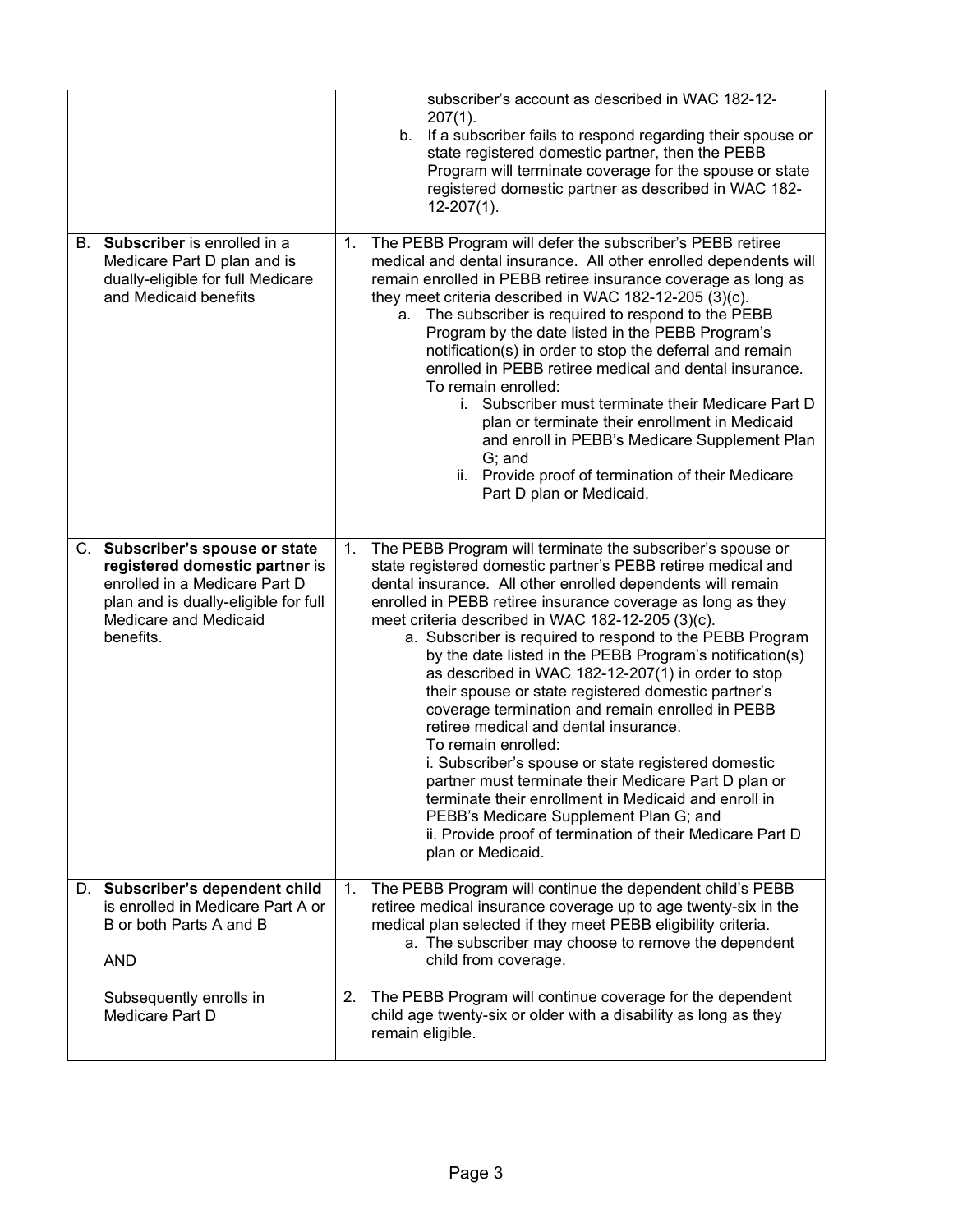| | |
|---|---|
| | subscriber's account as described in WAC 182-12-207(1).<br>b. If a subscriber fails to respond regarding their spouse or state registered domestic partner, then the PEBB Program will terminate coverage for the spouse or state registered domestic partner as described in WAC 182-12-207(1). |
| B. **Subscriber** is enrolled in a Medicare Part D plan and is dually-eligible for full Medicare and Medicaid benefits | 1. The PEBB Program will defer the subscriber's PEBB retiree medical and dental insurance. All other enrolled dependents will remain enrolled in PEBB retiree insurance coverage as long as they meet criteria described in WAC 182-12-205 (3)(c).<br>a. The subscriber is required to respond to the PEBB Program by the date listed in the PEBB Program's notification(s) in order to stop the deferral and remain enrolled in PEBB retiree medical and dental insurance. To remain enrolled:<br>i. Subscriber must terminate their Medicare Part D plan or terminate their enrollment in Medicaid and enroll in PEBB's Medicare Supplement Plan G; and<br>ii. Provide proof of termination of their Medicare Part D plan or Medicaid. |
| C. **Subscriber's spouse or state registered domestic partner** is enrolled in a Medicare Part D plan and is dually-eligible for full Medicare and Medicaid benefits. | 1. The PEBB Program will terminate the subscriber's spouse or state registered domestic partner's PEBB retiree medical and dental insurance. All other enrolled dependents will remain enrolled in PEBB retiree insurance coverage as long as they meet criteria described in WAC 182-12-205 (3)(c).<br>a. Subscriber is required to respond to the PEBB Program by the date listed in the PEBB Program's notification(s) as described in WAC 182-12-207(1) in order to stop their spouse or state registered domestic partner's coverage termination and remain enrolled in PEBB retiree medical and dental insurance.<br>To remain enrolled:<br>i. Subscriber's spouse or state registered domestic partner must terminate their Medicare Part D plan or terminate their enrollment in Medicaid and enroll in PEBB's Medicare Supplement Plan G; and<br>ii. Provide proof of termination of their Medicare Part D plan or Medicaid. |
| D. **Subscriber's dependent child** is enrolled in Medicare Part A or B or both Parts A and B<br><br>AND<br><br>Subsequently enrolls in Medicare Part D | 1. The PEBB Program will continue the dependent child's PEBB retiree medical insurance coverage up to age twenty-six in the medical plan selected if they meet PEBB eligibility criteria.<br>a. The subscriber may choose to remove the dependent child from coverage.<br><br>2. The PEBB Program will continue coverage for the dependent child age twenty-six or older with a disability as long as they remain eligible. |